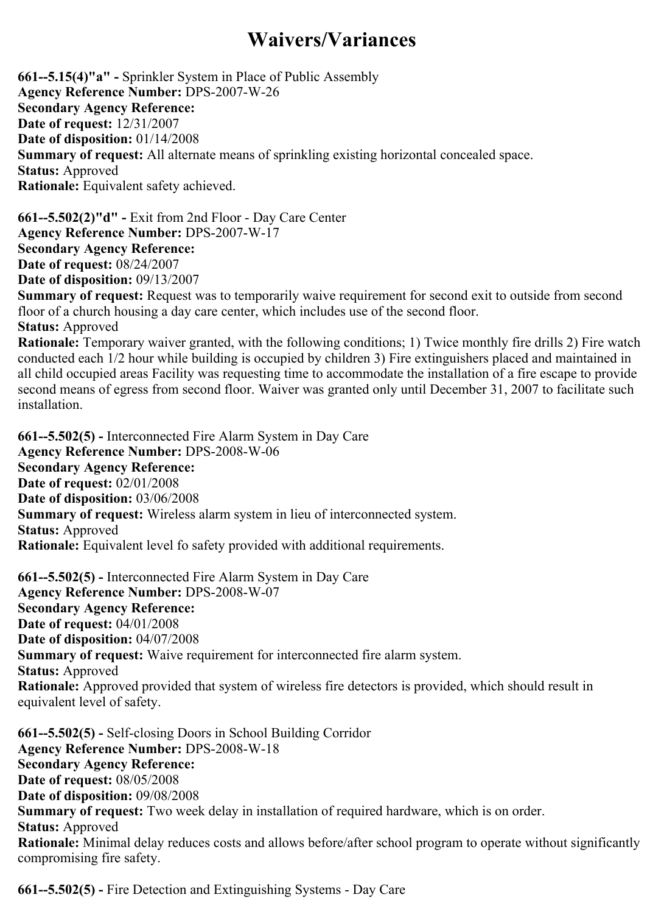# Waivers/Variances

**661--5.15(4)"a" -** Sprinkler System in Place of Public Assembly
**Agency Reference Number:** DPS-2007-W-26
**Secondary Agency Reference:**
**Date of request:** 12/31/2007
**Date of disposition:** 01/14/2008
**Summary of request:** All alternate means of sprinkling existing horizontal concealed space.
**Status:** Approved
**Rationale:** Equivalent safety achieved.

**661--5.502(2)"d" -** Exit from 2nd Floor - Day Care Center
**Agency Reference Number:** DPS-2007-W-17
**Secondary Agency Reference:**
**Date of request:** 08/24/2007
**Date of disposition:** 09/13/2007
**Summary of request:** Request was to temporarily waive requirement for second exit to outside from second floor of a church housing a day care center, which includes use of the second floor.
**Status:** Approved
**Rationale:** Temporary waiver granted, with the following conditions; 1) Twice monthly fire drills 2) Fire watch conducted each 1/2 hour while building is occupied by children 3) Fire extinguishers placed and maintained in all child occupied areas Facility was requesting time to accommodate the installation of a fire escape to provide second means of egress from second floor. Waiver was granted only until December 31, 2007 to facilitate such installation.

**661--5.502(5) -** Interconnected Fire Alarm System in Day Care
**Agency Reference Number:** DPS-2008-W-06
**Secondary Agency Reference:**
**Date of request:** 02/01/2008
**Date of disposition:** 03/06/2008
**Summary of request:** Wireless alarm system in lieu of interconnected system.
**Status:** Approved
**Rationale:** Equivalent level fo safety provided with additional requirements.

**661--5.502(5) -** Interconnected Fire Alarm System in Day Care
**Agency Reference Number:** DPS-2008-W-07
**Secondary Agency Reference:**
**Date of request:** 04/01/2008
**Date of disposition:** 04/07/2008
**Summary of request:** Waive requirement for interconnected fire alarm system.
**Status:** Approved
**Rationale:** Approved provided that system of wireless fire detectors is provided, which should result in equivalent level of safety.

**661--5.502(5) -** Self-closing Doors in School Building Corridor
**Agency Reference Number:** DPS-2008-W-18
**Secondary Agency Reference:**
**Date of request:** 08/05/2008
**Date of disposition:** 09/08/2008
**Summary of request:** Two week delay in installation of required hardware, which is on order.
**Status:** Approved
**Rationale:** Minimal delay reduces costs and allows before/after school program to operate without significantly compromising fire safety.

**661--5.502(5) -** Fire Detection and Extinguishing Systems - Day Care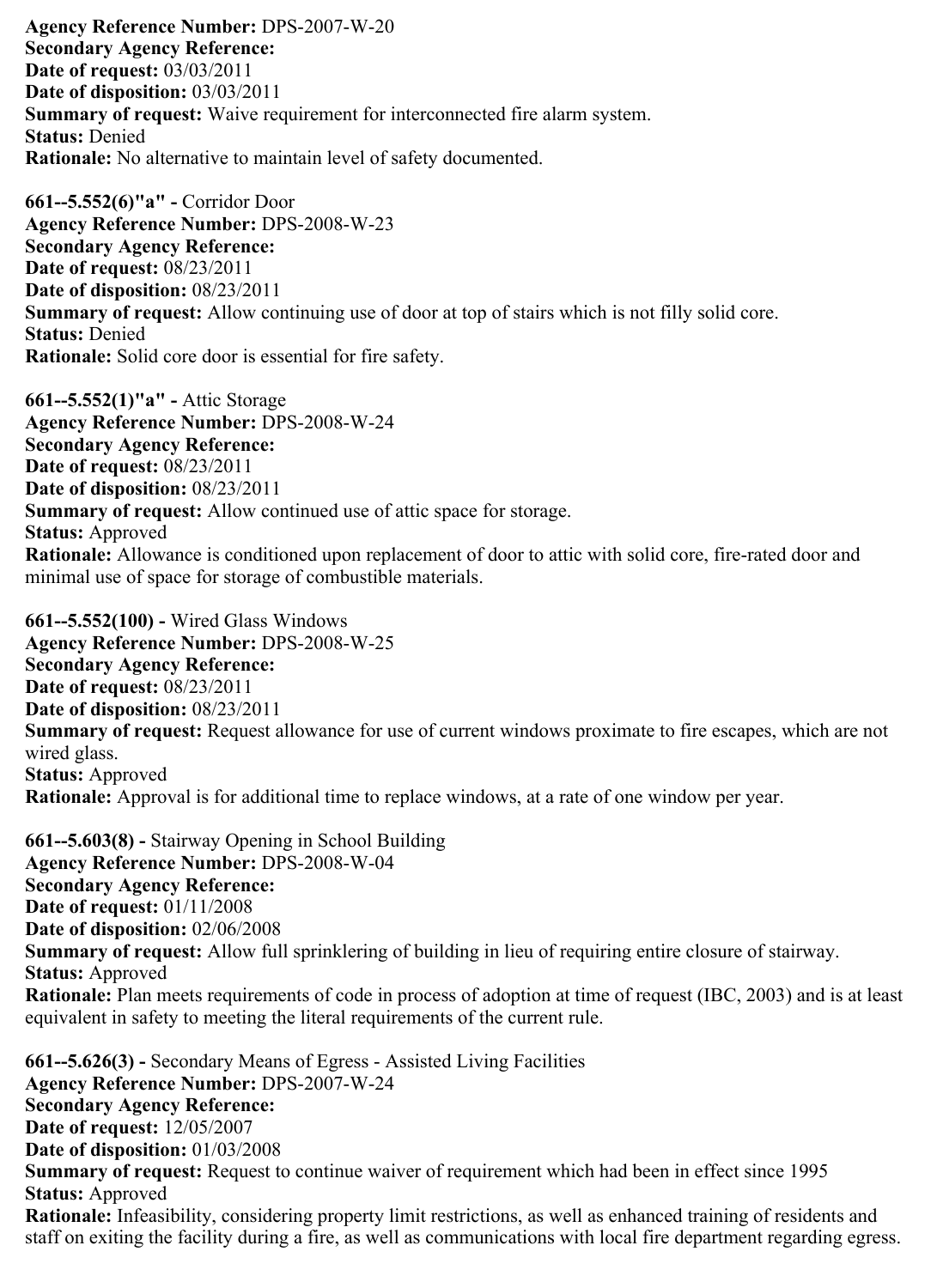**Agency Reference Number:** DPS-2007-W-20
**Secondary Agency Reference:**
**Date of request:** 03/03/2011
**Date of disposition:** 03/03/2011
**Summary of request:** Waive requirement for interconnected fire alarm system.
**Status:** Denied
**Rationale:** No alternative to maintain level of safety documented.

**661--5.552(6)"a" -** Corridor Door
**Agency Reference Number:** DPS-2008-W-23
**Secondary Agency Reference:**
**Date of request:** 08/23/2011
**Date of disposition:** 08/23/2011
**Summary of request:** Allow continuing use of door at top of stairs which is not filly solid core.
**Status:** Denied
**Rationale:** Solid core door is essential for fire safety.

**661--5.552(1)"a" -** Attic Storage
**Agency Reference Number:** DPS-2008-W-24
**Secondary Agency Reference:**
**Date of request:** 08/23/2011
**Date of disposition:** 08/23/2011
**Summary of request:** Allow continued use of attic space for storage.
**Status:** Approved
**Rationale:** Allowance is conditioned upon replacement of door to attic with solid core, fire-rated door and minimal use of space for storage of combustible materials.

**661--5.552(100) -** Wired Glass Windows
**Agency Reference Number:** DPS-2008-W-25
**Secondary Agency Reference:**
**Date of request:** 08/23/2011
**Date of disposition:** 08/23/2011
**Summary of request:** Request allowance for use of current windows proximate to fire escapes, which are not wired glass.
**Status:** Approved
**Rationale:** Approval is for additional time to replace windows, at a rate of one window per year.

**661--5.603(8) -** Stairway Opening in School Building
**Agency Reference Number:** DPS-2008-W-04
**Secondary Agency Reference:**
**Date of request:** 01/11/2008
**Date of disposition:** 02/06/2008
**Summary of request:** Allow full sprinklering of building in lieu of requiring entire closure of stairway.
**Status:** Approved
**Rationale:** Plan meets requirements of code in process of adoption at time of request (IBC, 2003) and is at least equivalent in safety to meeting the literal requirements of the current rule.

**661--5.626(3) -** Secondary Means of Egress - Assisted Living Facilities
**Agency Reference Number:** DPS-2007-W-24
**Secondary Agency Reference:**
**Date of request:** 12/05/2007
**Date of disposition:** 01/03/2008
**Summary of request:** Request to continue waiver of requirement which had been in effect since 1995
**Status:** Approved
**Rationale:** Infeasibility, considering property limit restrictions, as well as enhanced training of residents and staff on exiting the facility during a fire, as well as communications with local fire department regarding egress.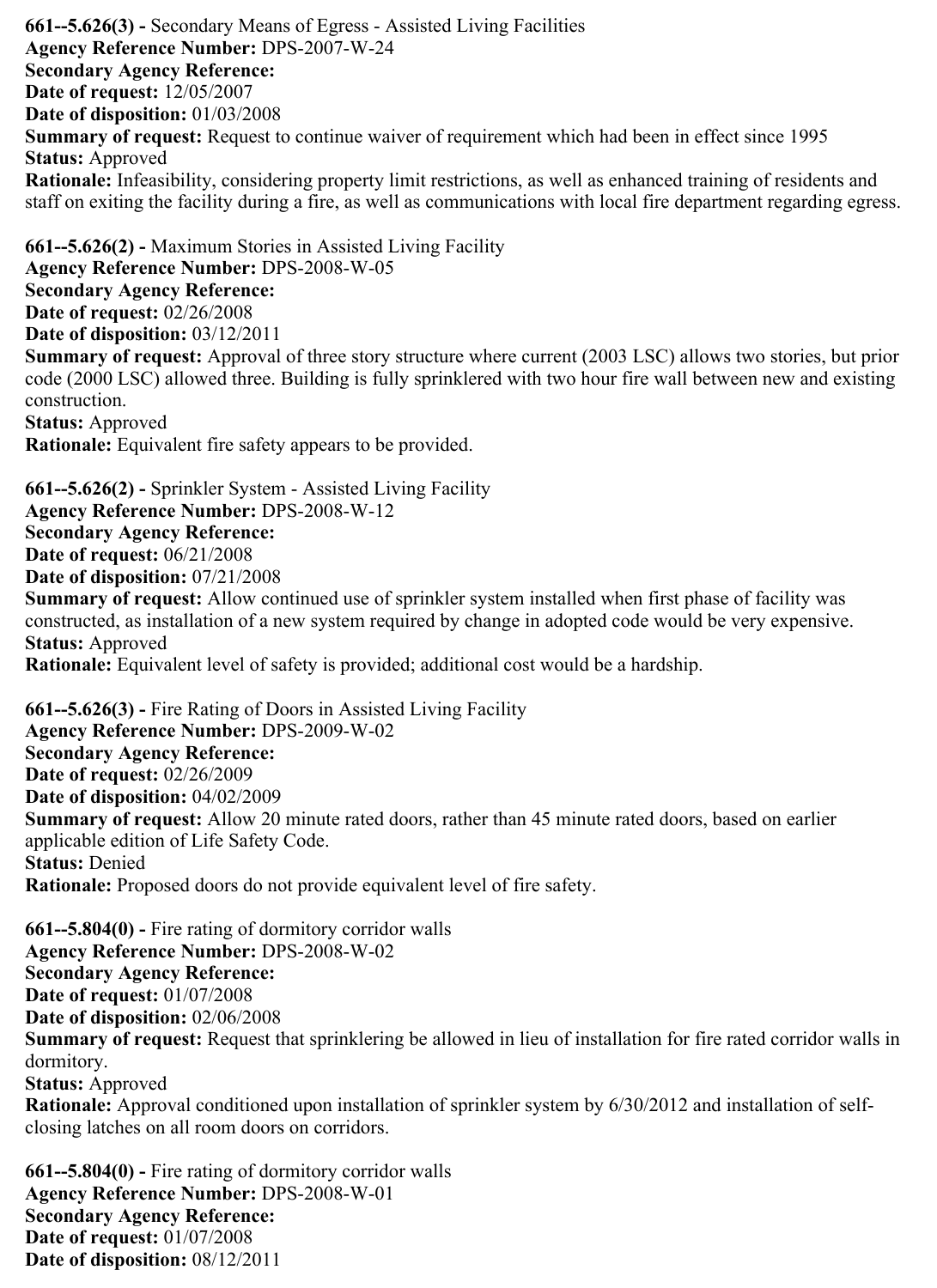**661--5.626(3) -** Secondary Means of Egress - Assisted Living Facilities
**Agency Reference Number:** DPS-2007-W-24
**Secondary Agency Reference:**
**Date of request:** 12/05/2007
**Date of disposition:** 01/03/2008
**Summary of request:** Request to continue waiver of requirement which had been in effect since 1995
**Status:** Approved
**Rationale:** Infeasibility, considering property limit restrictions, as well as enhanced training of residents and staff on exiting the facility during a fire, as well as communications with local fire department regarding egress.

**661--5.626(2) -** Maximum Stories in Assisted Living Facility
**Agency Reference Number:** DPS-2008-W-05
**Secondary Agency Reference:**
**Date of request:** 02/26/2008
**Date of disposition:** 03/12/2011
**Summary of request:** Approval of three story structure where current (2003 LSC) allows two stories, but prior code (2000 LSC) allowed three. Building is fully sprinklered with two hour fire wall between new and existing construction.
**Status:** Approved
**Rationale:** Equivalent fire safety appears to be provided.

**661--5.626(2) -** Sprinkler System - Assisted Living Facility
**Agency Reference Number:** DPS-2008-W-12
**Secondary Agency Reference:**
**Date of request:** 06/21/2008
**Date of disposition:** 07/21/2008
**Summary of request:** Allow continued use of sprinkler system installed when first phase of facility was constructed, as installation of a new system required by change in adopted code would be very expensive.
**Status:** Approved
**Rationale:** Equivalent level of safety is provided; additional cost would be a hardship.

**661--5.626(3) -** Fire Rating of Doors in Assisted Living Facility
**Agency Reference Number:** DPS-2009-W-02
**Secondary Agency Reference:**
**Date of request:** 02/26/2009
**Date of disposition:** 04/02/2009
**Summary of request:** Allow 20 minute rated doors, rather than 45 minute rated doors, based on earlier applicable edition of Life Safety Code.
**Status:** Denied
**Rationale:** Proposed doors do not provide equivalent level of fire safety.

**661--5.804(0) -** Fire rating of dormitory corridor walls
**Agency Reference Number:** DPS-2008-W-02
**Secondary Agency Reference:**
**Date of request:** 01/07/2008
**Date of disposition:** 02/06/2008
**Summary of request:** Request that sprinklering be allowed in lieu of installation for fire rated corridor walls in dormitory.
**Status:** Approved
**Rationale:** Approval conditioned upon installation of sprinkler system by 6/30/2012 and installation of self-closing latches on all room doors on corridors.

**661--5.804(0) -** Fire rating of dormitory corridor walls
**Agency Reference Number:** DPS-2008-W-01
**Secondary Agency Reference:**
**Date of request:** 01/07/2008
**Date of disposition:** 08/12/2011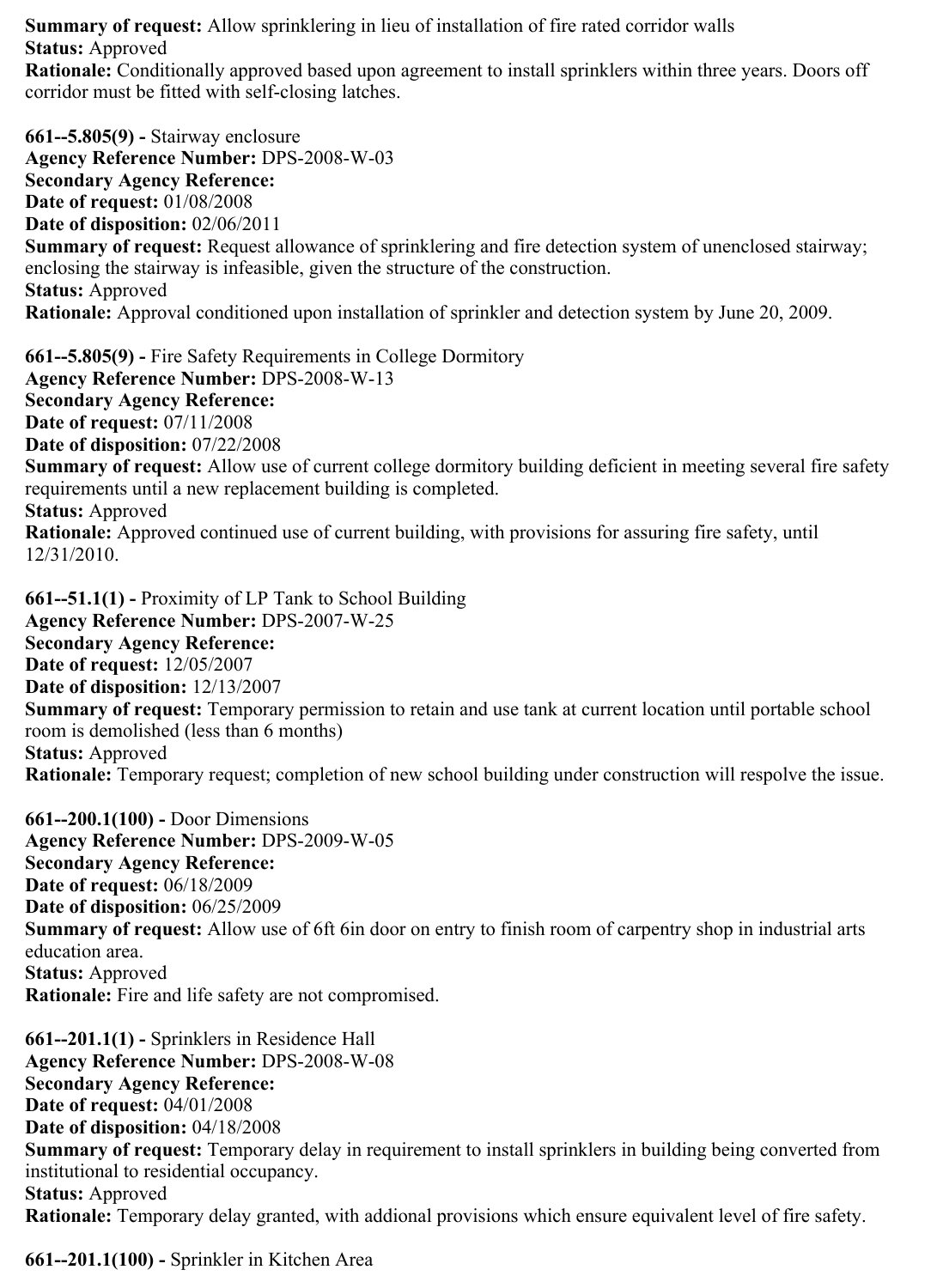**Summary of request:** Allow sprinklering in lieu of installation of fire rated corridor walls
**Status:** Approved
**Rationale:** Conditionally approved based upon agreement to install sprinklers within three years. Doors off corridor must be fitted with self-closing latches.

**661--5.805(9) -** Stairway enclosure
**Agency Reference Number:** DPS-2008-W-03
**Secondary Agency Reference:**
**Date of request:** 01/08/2008
**Date of disposition:** 02/06/2011
**Summary of request:** Request allowance of sprinklering and fire detection system of unenclosed stairway; enclosing the stairway is infeasible, given the structure of the construction.
**Status:** Approved
**Rationale:** Approval conditioned upon installation of sprinkler and detection system by June 20, 2009.

**661--5.805(9) -** Fire Safety Requirements in College Dormitory
**Agency Reference Number:** DPS-2008-W-13
**Secondary Agency Reference:**
**Date of request:** 07/11/2008
**Date of disposition:** 07/22/2008
**Summary of request:** Allow use of current college dormitory building deficient in meeting several fire safety requirements until a new replacement building is completed.
**Status:** Approved
**Rationale:** Approved continued use of current building, with provisions for assuring fire safety, until 12/31/2010.

**661--51.1(1) -** Proximity of LP Tank to School Building
**Agency Reference Number:** DPS-2007-W-25
**Secondary Agency Reference:**
**Date of request:** 12/05/2007
**Date of disposition:** 12/13/2007
**Summary of request:** Temporary permission to retain and use tank at current location until portable school room is demolished (less than 6 months)
**Status:** Approved
**Rationale:** Temporary request; completion of new school building under construction will respolve the issue.

**661--200.1(100) -** Door Dimensions
**Agency Reference Number:** DPS-2009-W-05
**Secondary Agency Reference:**
**Date of request:** 06/18/2009
**Date of disposition:** 06/25/2009
**Summary of request:** Allow use of 6ft 6in door on entry to finish room of carpentry shop in industrial arts education area.
**Status:** Approved
**Rationale:** Fire and life safety are not compromised.

**661--201.1(1) -** Sprinklers in Residence Hall
**Agency Reference Number:** DPS-2008-W-08
**Secondary Agency Reference:**
**Date of request:** 04/01/2008
**Date of disposition:** 04/18/2008
**Summary of request:** Temporary delay in requirement to install sprinklers in building being converted from institutional to residential occupancy.
**Status:** Approved
**Rationale:** Temporary delay granted, with addional provisions which ensure equivalent level of fire safety.

**661--201.1(100) -** Sprinkler in Kitchen Area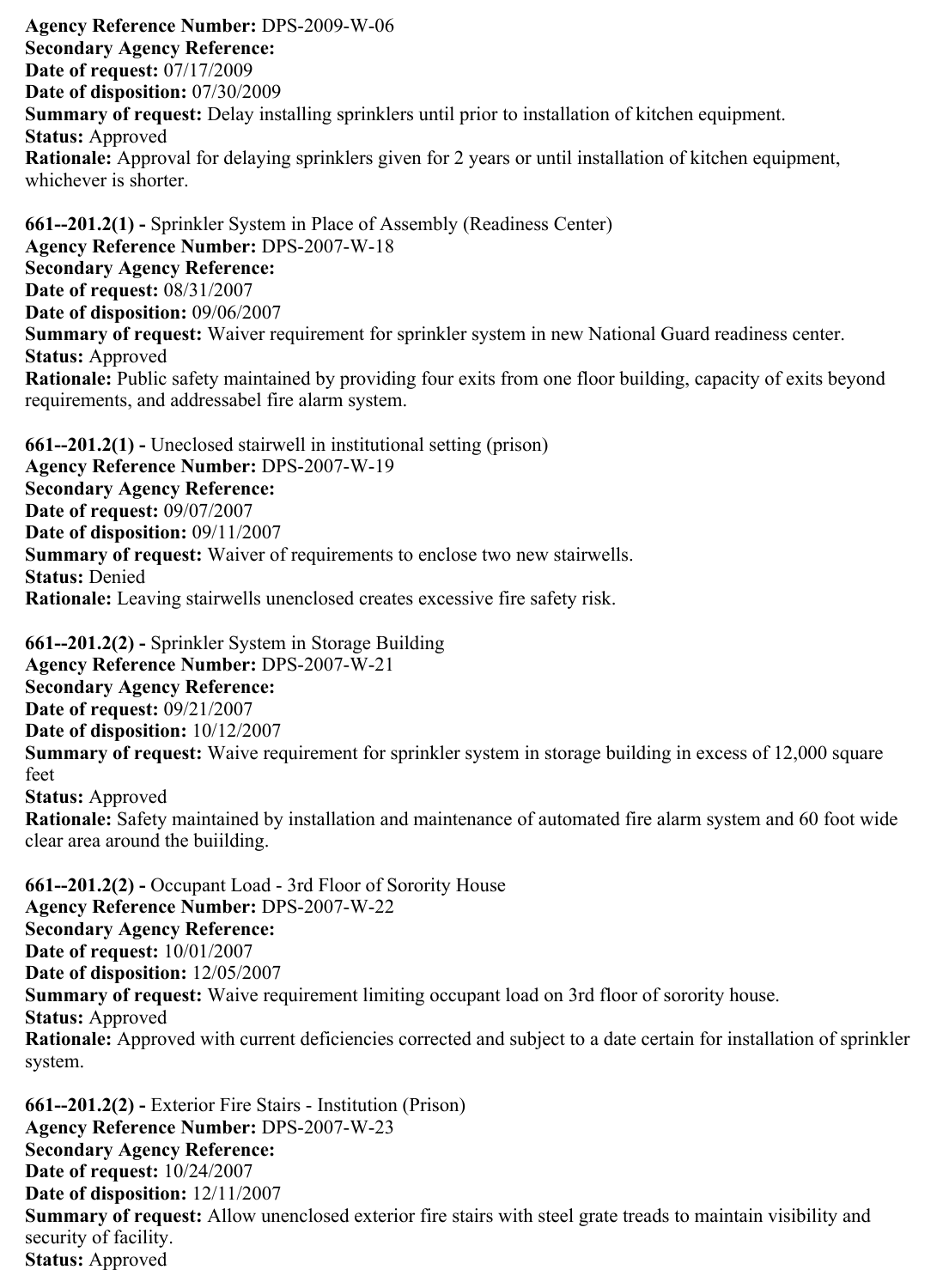**Agency Reference Number:** DPS-2009-W-06
**Secondary Agency Reference:**
**Date of request:** 07/17/2009
**Date of disposition:** 07/30/2009
**Summary of request:** Delay installing sprinklers until prior to installation of kitchen equipment.
**Status:** Approved
**Rationale:** Approval for delaying sprinklers given for 2 years or until installation of kitchen equipment, whichever is shorter.

**661--201.2(1) -** Sprinkler System in Place of Assembly (Readiness Center)
**Agency Reference Number:** DPS-2007-W-18
**Secondary Agency Reference:**
**Date of request:** 08/31/2007
**Date of disposition:** 09/06/2007
**Summary of request:** Waiver requirement for sprinkler system in new National Guard readiness center.
**Status:** Approved
**Rationale:** Public safety maintained by providing four exits from one floor building, capacity of exits beyond requirements, and addressabel fire alarm system.

**661--201.2(1) -** Uneclosed stairwell in institutional setting (prison)
**Agency Reference Number:** DPS-2007-W-19
**Secondary Agency Reference:**
**Date of request:** 09/07/2007
**Date of disposition:** 09/11/2007
**Summary of request:** Waiver of requirements to enclose two new stairwells.
**Status:** Denied
**Rationale:** Leaving stairwells unenclosed creates excessive fire safety risk.

**661--201.2(2) -** Sprinkler System in Storage Building
**Agency Reference Number:** DPS-2007-W-21
**Secondary Agency Reference:**
**Date of request:** 09/21/2007
**Date of disposition:** 10/12/2007
**Summary of request:** Waive requirement for sprinkler system in storage building in excess of 12,000 square feet
**Status:** Approved
**Rationale:** Safety maintained by installation and maintenance of automated fire alarm system and 60 foot wide clear area around the buiilding.

**661--201.2(2) -** Occupant Load - 3rd Floor of Sorority House
**Agency Reference Number:** DPS-2007-W-22
**Secondary Agency Reference:**
**Date of request:** 10/01/2007
**Date of disposition:** 12/05/2007
**Summary of request:** Waive requirement limiting occupant load on 3rd floor of sorority house.
**Status:** Approved
**Rationale:** Approved with current deficiencies corrected and subject to a date certain for installation of sprinkler system.

**661--201.2(2) -** Exterior Fire Stairs - Institution (Prison)
**Agency Reference Number:** DPS-2007-W-23
**Secondary Agency Reference:**
**Date of request:** 10/24/2007
**Date of disposition:** 12/11/2007
**Summary of request:** Allow unenclosed exterior fire stairs with steel grate treads to maintain visibility and security of facility.
**Status:** Approved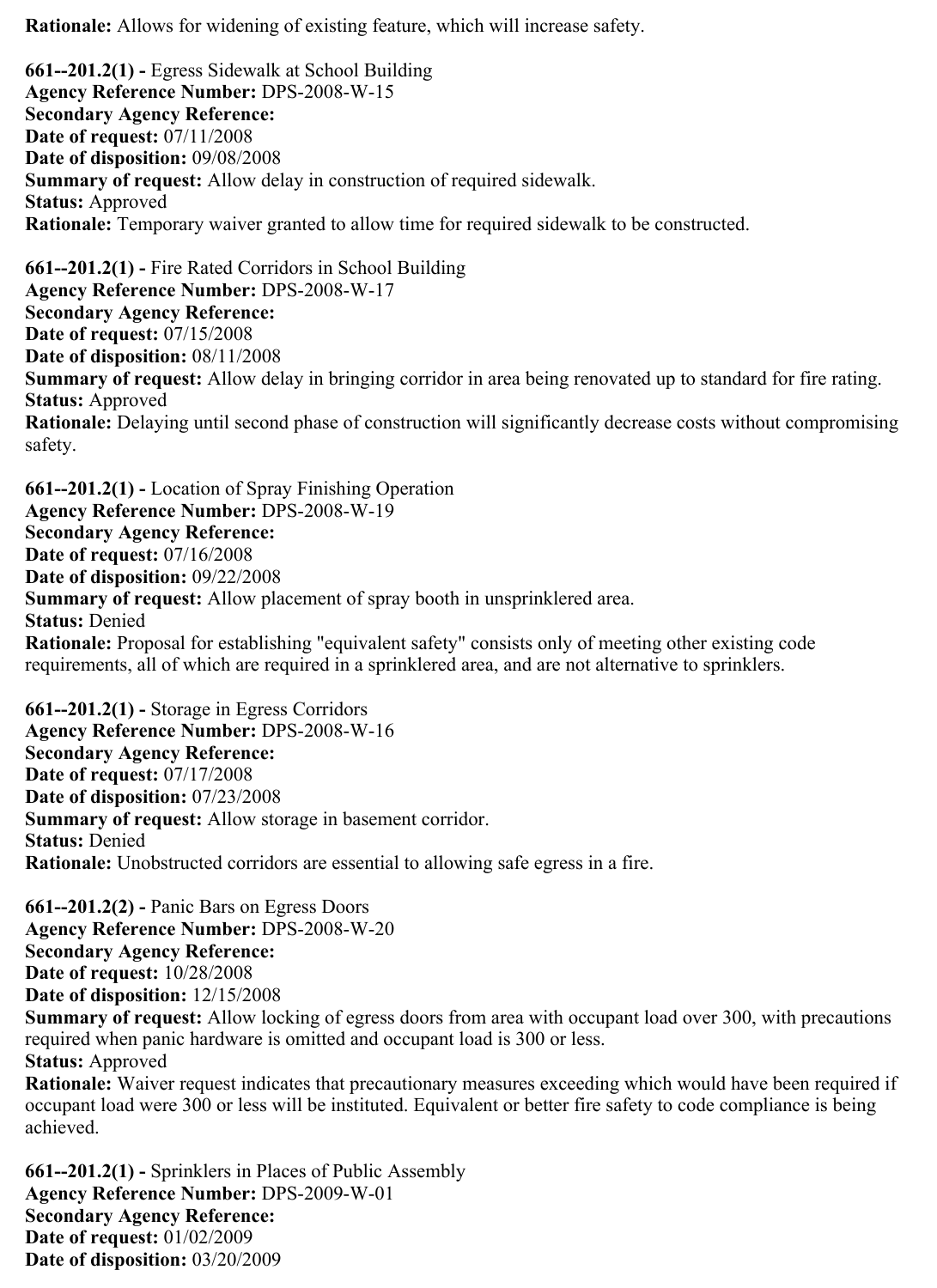**Rationale:** Allows for widening of existing feature, which will increase safety.

**661--201.2(1) -** Egress Sidewalk at School Building
**Agency Reference Number:** DPS-2008-W-15
**Secondary Agency Reference:**
**Date of request:** 07/11/2008
**Date of disposition:** 09/08/2008
**Summary of request:** Allow delay in construction of required sidewalk.
**Status:** Approved
**Rationale:** Temporary waiver granted to allow time for required sidewalk to be constructed.

**661--201.2(1) -** Fire Rated Corridors in School Building
**Agency Reference Number:** DPS-2008-W-17
**Secondary Agency Reference:**
**Date of request:** 07/15/2008
**Date of disposition:** 08/11/2008
**Summary of request:** Allow delay in bringing corridor in area being renovated up to standard for fire rating.
**Status:** Approved
**Rationale:** Delaying until second phase of construction will significantly decrease costs without compromising safety.

**661--201.2(1) -** Location of Spray Finishing Operation
**Agency Reference Number:** DPS-2008-W-19
**Secondary Agency Reference:**
**Date of request:** 07/16/2008
**Date of disposition:** 09/22/2008
**Summary of request:** Allow placement of spray booth in unsprinklered area.
**Status:** Denied
**Rationale:** Proposal for establishing "equivalent safety" consists only of meeting other existing code requirements, all of which are required in a sprinklered area, and are not alternative to sprinklers.

**661--201.2(1) -** Storage in Egress Corridors
**Agency Reference Number:** DPS-2008-W-16
**Secondary Agency Reference:**
**Date of request:** 07/17/2008
**Date of disposition:** 07/23/2008
**Summary of request:** Allow storage in basement corridor.
**Status:** Denied
**Rationale:** Unobstructed corridors are essential to allowing safe egress in a fire.

**661--201.2(2) -** Panic Bars on Egress Doors
**Agency Reference Number:** DPS-2008-W-20
**Secondary Agency Reference:**
**Date of request:** 10/28/2008
**Date of disposition:** 12/15/2008
**Summary of request:** Allow locking of egress doors from area with occupant load over 300, with precautions required when panic hardware is omitted and occupant load is 300 or less.
**Status:** Approved
**Rationale:** Waiver request indicates that precautionary measures exceeding which would have been required if occupant load were 300 or less will be instituted. Equivalent or better fire safety to code compliance is being achieved.

**661--201.2(1) -** Sprinklers in Places of Public Assembly
**Agency Reference Number:** DPS-2009-W-01
**Secondary Agency Reference:**
**Date of request:** 01/02/2009
**Date of disposition:** 03/20/2009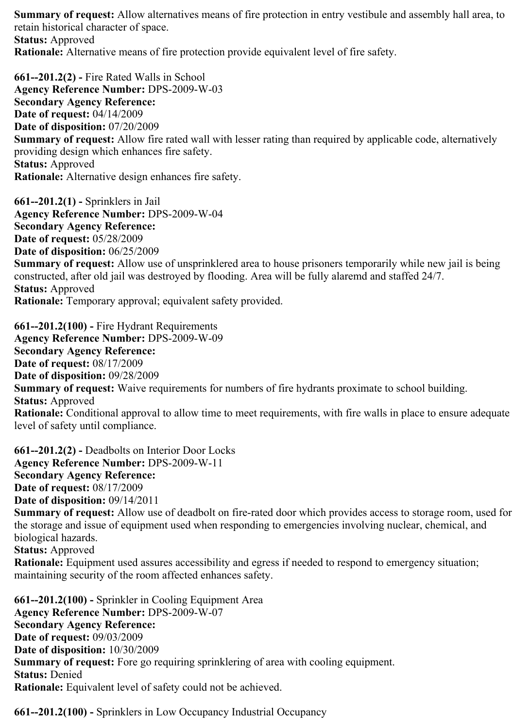**Summary of request:** Allow alternatives means of fire protection in entry vestibule and assembly hall area, to retain historical character of space.
**Status:** Approved
**Rationale:** Alternative means of fire protection provide equivalent level of fire safety.

**661--201.2(2) -** Fire Rated Walls in School
**Agency Reference Number:** DPS-2009-W-03
**Secondary Agency Reference:**
**Date of request:** 04/14/2009
**Date of disposition:** 07/20/2009
**Summary of request:** Allow fire rated wall with lesser rating than required by applicable code, alternatively providing design which enhances fire safety.
**Status:** Approved
**Rationale:** Alternative design enhances fire safety.

**661--201.2(1) -** Sprinklers in Jail
**Agency Reference Number:** DPS-2009-W-04
**Secondary Agency Reference:**
**Date of request:** 05/28/2009
**Date of disposition:** 06/25/2009
**Summary of request:** Allow use of unsprinklered area to house prisoners temporarily while new jail is being constructed, after old jail was destroyed by flooding. Area will be fully alaremd and staffed 24/7.
**Status:** Approved
**Rationale:** Temporary approval; equivalent safety provided.

**661--201.2(100) -** Fire Hydrant Requirements
**Agency Reference Number:** DPS-2009-W-09
**Secondary Agency Reference:**
**Date of request:** 08/17/2009
**Date of disposition:** 09/28/2009
**Summary of request:** Waive requirements for numbers of fire hydrants proximate to school building.
**Status:** Approved
**Rationale:** Conditional approval to allow time to meet requirements, with fire walls in place to ensure adequate level of safety until compliance.

**661--201.2(2) -** Deadbolts on Interior Door Locks
**Agency Reference Number:** DPS-2009-W-11
**Secondary Agency Reference:**
**Date of request:** 08/17/2009
**Date of disposition:** 09/14/2011
**Summary of request:** Allow use of deadbolt on fire-rated door which provides access to storage room, used for the storage and issue of equipment used when responding to emergencies involving nuclear, chemical, and biological hazards.
**Status:** Approved
**Rationale:** Equipment used assures accessibility and egress if needed to respond to emergency situation; maintaining security of the room affected enhances safety.

**661--201.2(100) -** Sprinkler in Cooling Equipment Area
**Agency Reference Number:** DPS-2009-W-07
**Secondary Agency Reference:**
**Date of request:** 09/03/2009
**Date of disposition:** 10/30/2009
**Summary of request:** Fore go requiring sprinklering of area with cooling equipment.
**Status:** Denied
**Rationale:** Equivalent level of safety could not be achieved.

**661--201.2(100) -** Sprinklers in Low Occupancy Industrial Occupancy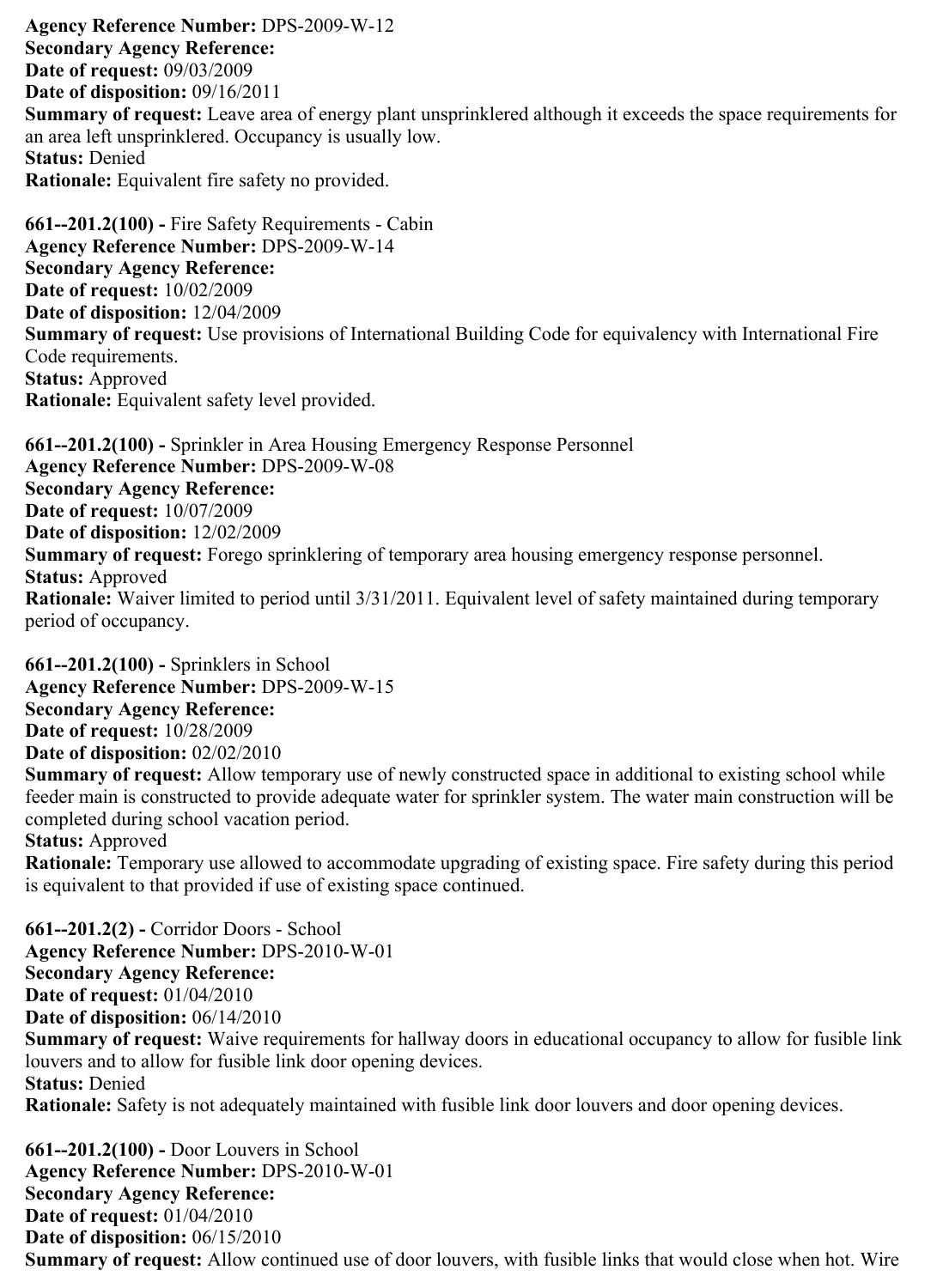**Agency Reference Number:** DPS-2009-W-12
**Secondary Agency Reference:**
**Date of request:** 09/03/2009
**Date of disposition:** 09/16/2011
**Summary of request:** Leave area of energy plant unsprinklered although it exceeds the space requirements for an area left unsprinklered. Occupancy is usually low.
**Status:** Denied
**Rationale:** Equivalent fire safety no provided.

**661--201.2(100) -** Fire Safety Requirements - Cabin
**Agency Reference Number:** DPS-2009-W-14
**Secondary Agency Reference:**
**Date of request:** 10/02/2009
**Date of disposition:** 12/04/2009
**Summary of request:** Use provisions of International Building Code for equivalency with International Fire Code requirements.
**Status:** Approved
**Rationale:** Equivalent safety level provided.

**661--201.2(100) -** Sprinkler in Area Housing Emergency Response Personnel
**Agency Reference Number:** DPS-2009-W-08
**Secondary Agency Reference:**
**Date of request:** 10/07/2009
**Date of disposition:** 12/02/2009
**Summary of request:** Forego sprinklering of temporary area housing emergency response personnel.
**Status:** Approved
**Rationale:** Waiver limited to period until 3/31/2011. Equivalent level of safety maintained during temporary period of occupancy.

**661--201.2(100) -** Sprinklers in School
**Agency Reference Number:** DPS-2009-W-15
**Secondary Agency Reference:**
**Date of request:** 10/28/2009
**Date of disposition:** 02/02/2010
**Summary of request:** Allow temporary use of newly constructed space in additional to existing school while feeder main is constructed to provide adequate water for sprinkler system. The water main construction will be completed during school vacation period.
**Status:** Approved
**Rationale:** Temporary use allowed to accommodate upgrading of existing space. Fire safety during this period is equivalent to that provided if use of existing space continued.

**661--201.2(2) -** Corridor Doors - School
**Agency Reference Number:** DPS-2010-W-01
**Secondary Agency Reference:**
**Date of request:** 01/04/2010
**Date of disposition:** 06/14/2010
**Summary of request:** Waive requirements for hallway doors in educational occupancy to allow for fusible link louvers and to allow for fusible link door opening devices.
**Status:** Denied
**Rationale:** Safety is not adequately maintained with fusible link door louvers and door opening devices.

**661--201.2(100) -** Door Louvers in School
**Agency Reference Number:** DPS-2010-W-01
**Secondary Agency Reference:**
**Date of request:** 01/04/2010
**Date of disposition:** 06/15/2010
**Summary of request:** Allow continued use of door louvers, with fusible links that would close when hot. Wire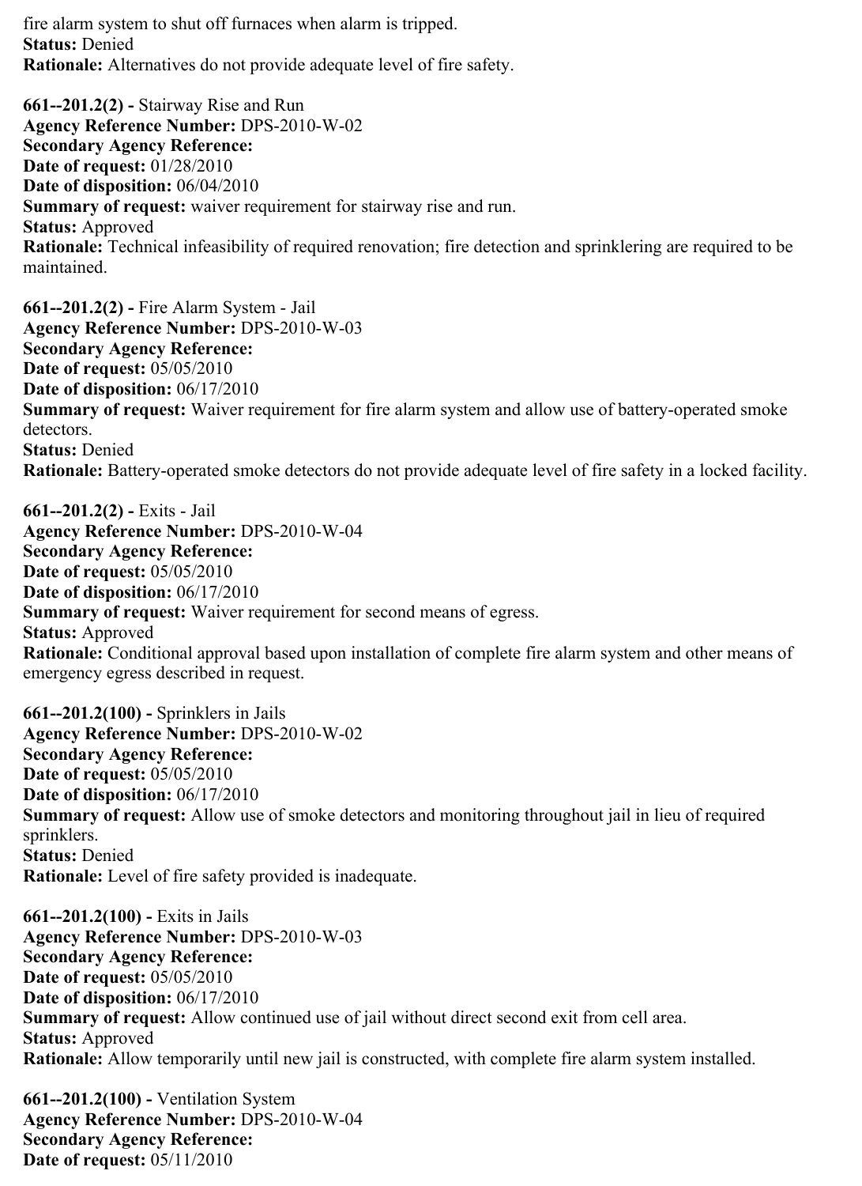fire alarm system to shut off furnaces when alarm is tripped.
**Status:** Denied
**Rationale:** Alternatives do not provide adequate level of fire safety.

**661--201.2(2) -** Stairway Rise and Run
**Agency Reference Number:** DPS-2010-W-02
**Secondary Agency Reference:**
**Date of request:** 01/28/2010
**Date of disposition:** 06/04/2010
**Summary of request:** waiver requirement for stairway rise and run.
**Status:** Approved
**Rationale:** Technical infeasibility of required renovation; fire detection and sprinklering are required to be maintained.

**661--201.2(2) -** Fire Alarm System - Jail
**Agency Reference Number:** DPS-2010-W-03
**Secondary Agency Reference:**
**Date of request:** 05/05/2010
**Date of disposition:** 06/17/2010
**Summary of request:** Waiver requirement for fire alarm system and allow use of battery-operated smoke detectors.
**Status:** Denied
**Rationale:** Battery-operated smoke detectors do not provide adequate level of fire safety in a locked facility.

**661--201.2(2) -** Exits - Jail
**Agency Reference Number:** DPS-2010-W-04
**Secondary Agency Reference:**
**Date of request:** 05/05/2010
**Date of disposition:** 06/17/2010
**Summary of request:** Waiver requirement for second means of egress.
**Status:** Approved
**Rationale:** Conditional approval based upon installation of complete fire alarm system and other means of emergency egress described in request.

**661--201.2(100) -** Sprinklers in Jails
**Agency Reference Number:** DPS-2010-W-02
**Secondary Agency Reference:**
**Date of request:** 05/05/2010
**Date of disposition:** 06/17/2010
**Summary of request:** Allow use of smoke detectors and monitoring throughout jail in lieu of required sprinklers.
**Status:** Denied
**Rationale:** Level of fire safety provided is inadequate.

**661--201.2(100) -** Exits in Jails
**Agency Reference Number:** DPS-2010-W-03
**Secondary Agency Reference:**
**Date of request:** 05/05/2010
**Date of disposition:** 06/17/2010
**Summary of request:** Allow continued use of jail without direct second exit from cell area.
**Status:** Approved
**Rationale:** Allow temporarily until new jail is constructed, with complete fire alarm system installed.

**661--201.2(100) -** Ventilation System
**Agency Reference Number:** DPS-2010-W-04
**Secondary Agency Reference:**
**Date of request:** 05/11/2010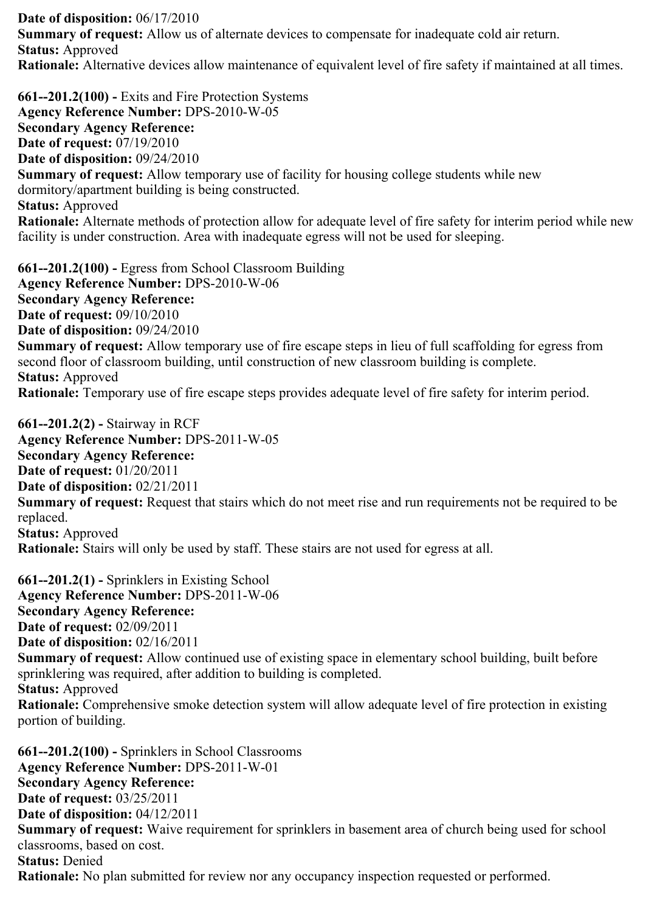**Date of disposition:** 06/17/2010
**Summary of request:** Allow us of alternate devices to compensate for inadequate cold air return.
**Status:** Approved
**Rationale:** Alternative devices allow maintenance of equivalent level of fire safety if maintained at all times.

**661--201.2(100) -** Exits and Fire Protection Systems
**Agency Reference Number:** DPS-2010-W-05
**Secondary Agency Reference:**
**Date of request:** 07/19/2010
**Date of disposition:** 09/24/2010
**Summary of request:** Allow temporary use of facility for housing college students while new dormitory/apartment building is being constructed.
**Status:** Approved
**Rationale:** Alternate methods of protection allow for adequate level of fire safety for interim period while new facility is under construction. Area with inadequate egress will not be used for sleeping.

**661--201.2(100) -** Egress from School Classroom Building
**Agency Reference Number:** DPS-2010-W-06
**Secondary Agency Reference:**
**Date of request:** 09/10/2010
**Date of disposition:** 09/24/2010
**Summary of request:** Allow temporary use of fire escape steps in lieu of full scaffolding for egress from second floor of classroom building, until construction of new classroom building is complete.
**Status:** Approved
**Rationale:** Temporary use of fire escape steps provides adequate level of fire safety for interim period.

**661--201.2(2) -** Stairway in RCF
**Agency Reference Number:** DPS-2011-W-05
**Secondary Agency Reference:**
**Date of request:** 01/20/2011
**Date of disposition:** 02/21/2011
**Summary of request:** Request that stairs which do not meet rise and run requirements not be required to be replaced.
**Status:** Approved
**Rationale:** Stairs will only be used by staff. These stairs are not used for egress at all.

**661--201.2(1) -** Sprinklers in Existing School
**Agency Reference Number:** DPS-2011-W-06
**Secondary Agency Reference:**
**Date of request:** 02/09/2011
**Date of disposition:** 02/16/2011
**Summary of request:** Allow continued use of existing space in elementary school building, built before sprinklering was required, after addition to building is completed.
**Status:** Approved
**Rationale:** Comprehensive smoke detection system will allow adequate level of fire protection in existing portion of building.

**661--201.2(100) -** Sprinklers in School Classrooms
**Agency Reference Number:** DPS-2011-W-01
**Secondary Agency Reference:**
**Date of request:** 03/25/2011
**Date of disposition:** 04/12/2011
**Summary of request:** Waive requirement for sprinklers in basement area of church being used for school classrooms, based on cost.
**Status:** Denied
**Rationale:** No plan submitted for review nor any occupancy inspection requested or performed.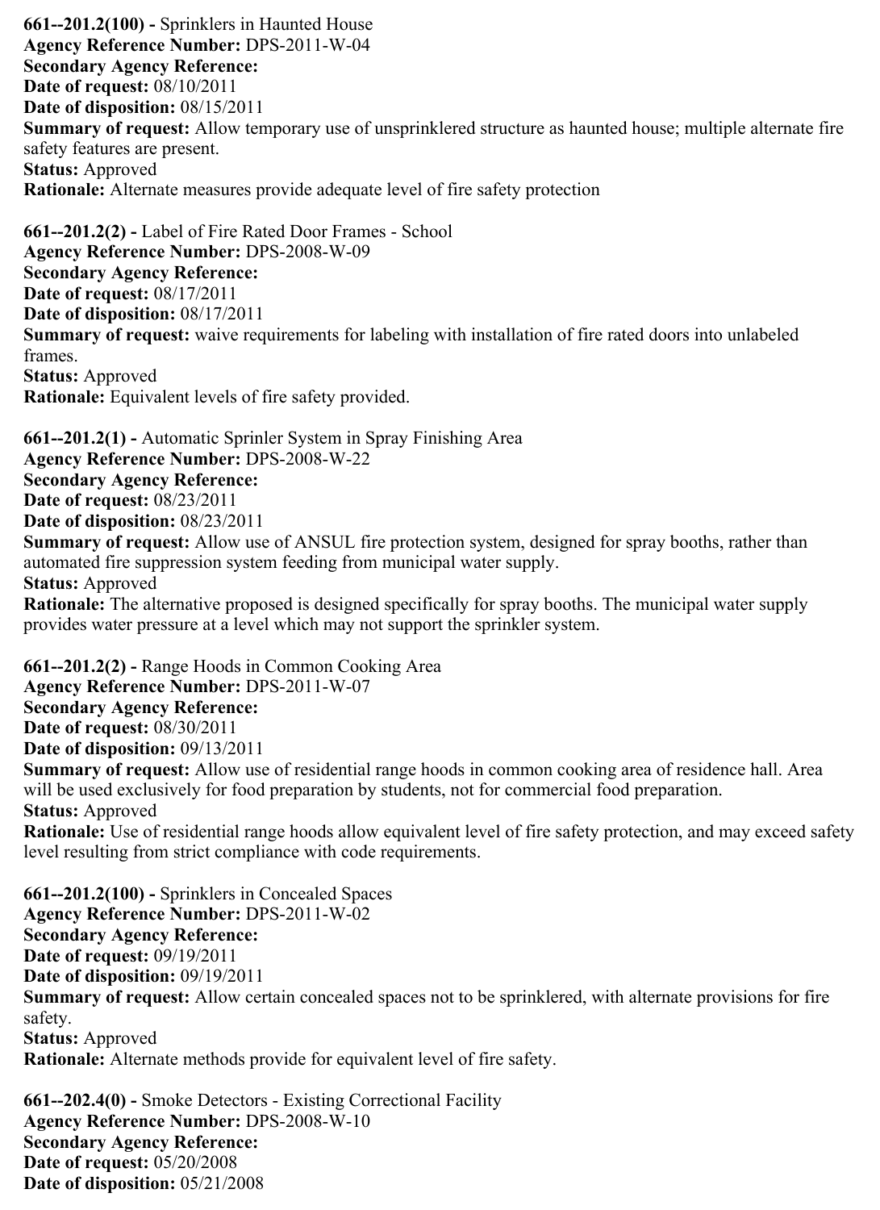**661--201.2(100) -** Sprinklers in Haunted House
**Agency Reference Number:** DPS-2011-W-04
**Secondary Agency Reference:**
**Date of request:** 08/10/2011
**Date of disposition:** 08/15/2011
**Summary of request:** Allow temporary use of unsprinklered structure as haunted house; multiple alternate fire safety features are present.
**Status:** Approved
**Rationale:** Alternate measures provide adequate level of fire safety protection

**661--201.2(2) -** Label of Fire Rated Door Frames - School
**Agency Reference Number:** DPS-2008-W-09
**Secondary Agency Reference:**
**Date of request:** 08/17/2011
**Date of disposition:** 08/17/2011
**Summary of request:** waive requirements for labeling with installation of fire rated doors into unlabeled frames.
**Status:** Approved
**Rationale:** Equivalent levels of fire safety provided.

**661--201.2(1) -** Automatic Sprinler System in Spray Finishing Area
**Agency Reference Number:** DPS-2008-W-22
**Secondary Agency Reference:**
**Date of request:** 08/23/2011
**Date of disposition:** 08/23/2011
**Summary of request:** Allow use of ANSUL fire protection system, designed for spray booths, rather than automated fire suppression system feeding from municipal water supply.
**Status:** Approved
**Rationale:** The alternative proposed is designed specifically for spray booths. The municipal water supply provides water pressure at a level which may not support the sprinkler system.

**661--201.2(2) -** Range Hoods in Common Cooking Area
**Agency Reference Number:** DPS-2011-W-07
**Secondary Agency Reference:**
**Date of request:** 08/30/2011
**Date of disposition:** 09/13/2011
**Summary of request:** Allow use of residential range hoods in common cooking area of residence hall. Area will be used exclusively for food preparation by students, not for commercial food preparation.
**Status:** Approved
**Rationale:** Use of residential range hoods allow equivalent level of fire safety protection, and may exceed safety level resulting from strict compliance with code requirements.

**661--201.2(100) -** Sprinklers in Concealed Spaces
**Agency Reference Number:** DPS-2011-W-02
**Secondary Agency Reference:**
**Date of request:** 09/19/2011
**Date of disposition:** 09/19/2011
**Summary of request:** Allow certain concealed spaces not to be sprinklered, with alternate provisions for fire safety.
**Status:** Approved
**Rationale:** Alternate methods provide for equivalent level of fire safety.

**661--202.4(0) -** Smoke Detectors - Existing Correctional Facility
**Agency Reference Number:** DPS-2008-W-10
**Secondary Agency Reference:**
**Date of request:** 05/20/2008
**Date of disposition:** 05/21/2008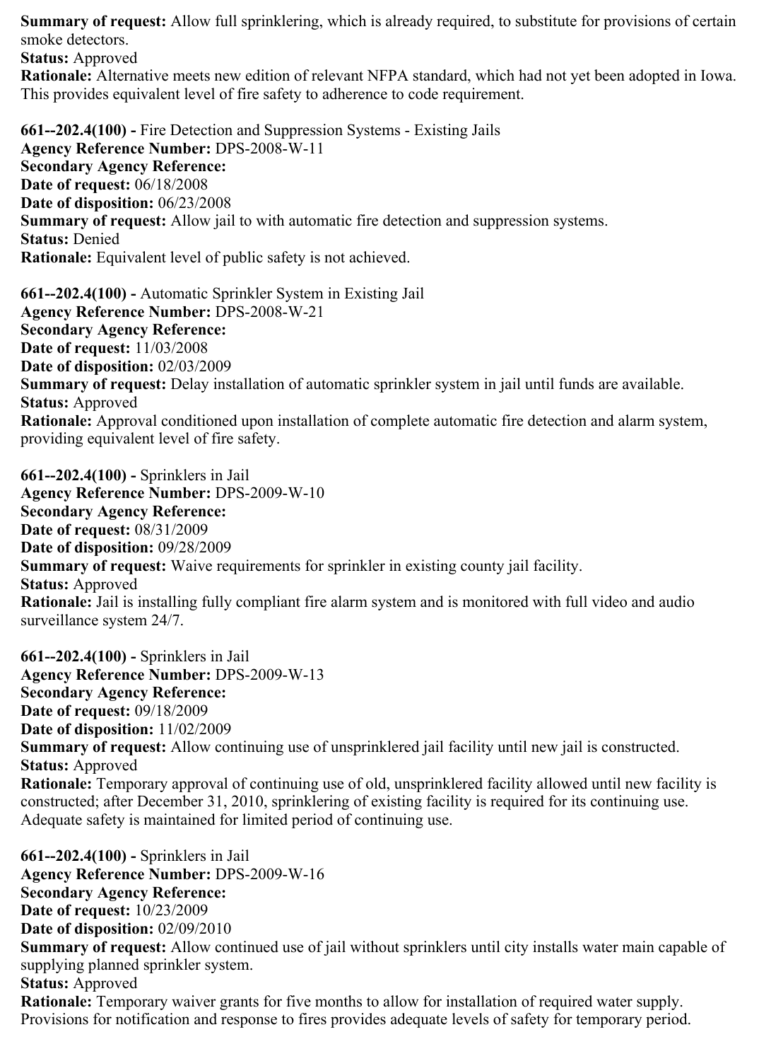**Summary of request:** Allow full sprinklering, which is already required, to substitute for provisions of certain smoke detectors.
**Status:** Approved
**Rationale:** Alternative meets new edition of relevant NFPA standard, which had not yet been adopted in Iowa. This provides equivalent level of fire safety to adherence to code requirement.

**661--202.4(100) -** Fire Detection and Suppression Systems - Existing Jails
**Agency Reference Number:** DPS-2008-W-11
**Secondary Agency Reference:**
**Date of request:** 06/18/2008
**Date of disposition:** 06/23/2008
**Summary of request:** Allow jail to with automatic fire detection and suppression systems.
**Status:** Denied
**Rationale:** Equivalent level of public safety is not achieved.

**661--202.4(100) -** Automatic Sprinkler System in Existing Jail
**Agency Reference Number:** DPS-2008-W-21
**Secondary Agency Reference:**
**Date of request:** 11/03/2008
**Date of disposition:** 02/03/2009
**Summary of request:** Delay installation of automatic sprinkler system in jail until funds are available.
**Status:** Approved
**Rationale:** Approval conditioned upon installation of complete automatic fire detection and alarm system, providing equivalent level of fire safety.

**661--202.4(100) -** Sprinklers in Jail
**Agency Reference Number:** DPS-2009-W-10
**Secondary Agency Reference:**
**Date of request:** 08/31/2009
**Date of disposition:** 09/28/2009
**Summary of request:** Waive requirements for sprinkler in existing county jail facility.
**Status:** Approved
**Rationale:** Jail is installing fully compliant fire alarm system and is monitored with full video and audio surveillance system 24/7.

**661--202.4(100) -** Sprinklers in Jail
**Agency Reference Number:** DPS-2009-W-13
**Secondary Agency Reference:**
**Date of request:** 09/18/2009
**Date of disposition:** 11/02/2009
**Summary of request:** Allow continuing use of unsprinklered jail facility until new jail is constructed.
**Status:** Approved
**Rationale:** Temporary approval of continuing use of old, unsprinklered facility allowed until new facility is constructed; after December 31, 2010, sprinklering of existing facility is required for its continuing use. Adequate safety is maintained for limited period of continuing use.

**661--202.4(100) -** Sprinklers in Jail
**Agency Reference Number:** DPS-2009-W-16
**Secondary Agency Reference:**
**Date of request:** 10/23/2009
**Date of disposition:** 02/09/2010
**Summary of request:** Allow continued use of jail without sprinklers until city installs water main capable of supplying planned sprinkler system.
**Status:** Approved
**Rationale:** Temporary waiver grants for five months to allow for installation of required water supply. Provisions for notification and response to fires provides adequate levels of safety for temporary period.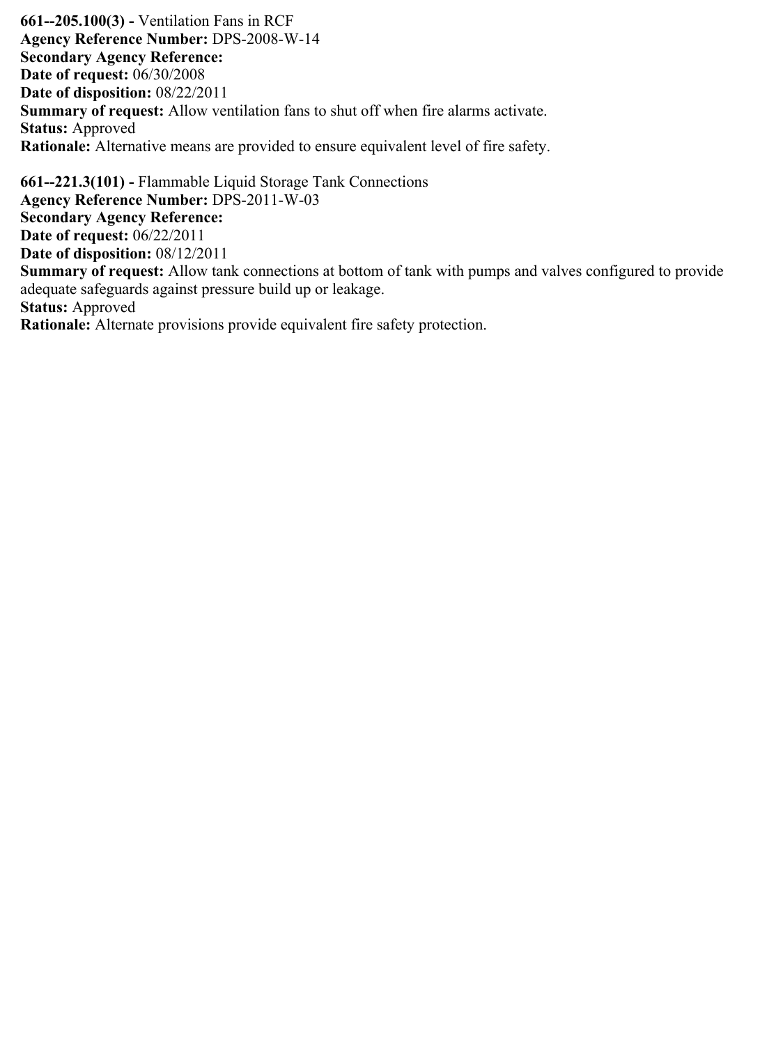**661--205.100(3) -** Ventilation Fans in RCF
**Agency Reference Number:** DPS-2008-W-14
**Secondary Agency Reference:**
**Date of request:** 06/30/2008
**Date of disposition:** 08/22/2011
**Summary of request:** Allow ventilation fans to shut off when fire alarms activate.
**Status:** Approved
**Rationale:** Alternative means are provided to ensure equivalent level of fire safety.

**661--221.3(101) -** Flammable Liquid Storage Tank Connections
**Agency Reference Number:** DPS-2011-W-03
**Secondary Agency Reference:**
**Date of request:** 06/22/2011
**Date of disposition:** 08/12/2011
**Summary of request:** Allow tank connections at bottom of tank with pumps and valves configured to provide adequate safeguards against pressure build up or leakage.
**Status:** Approved
**Rationale:** Alternate provisions provide equivalent fire safety protection.